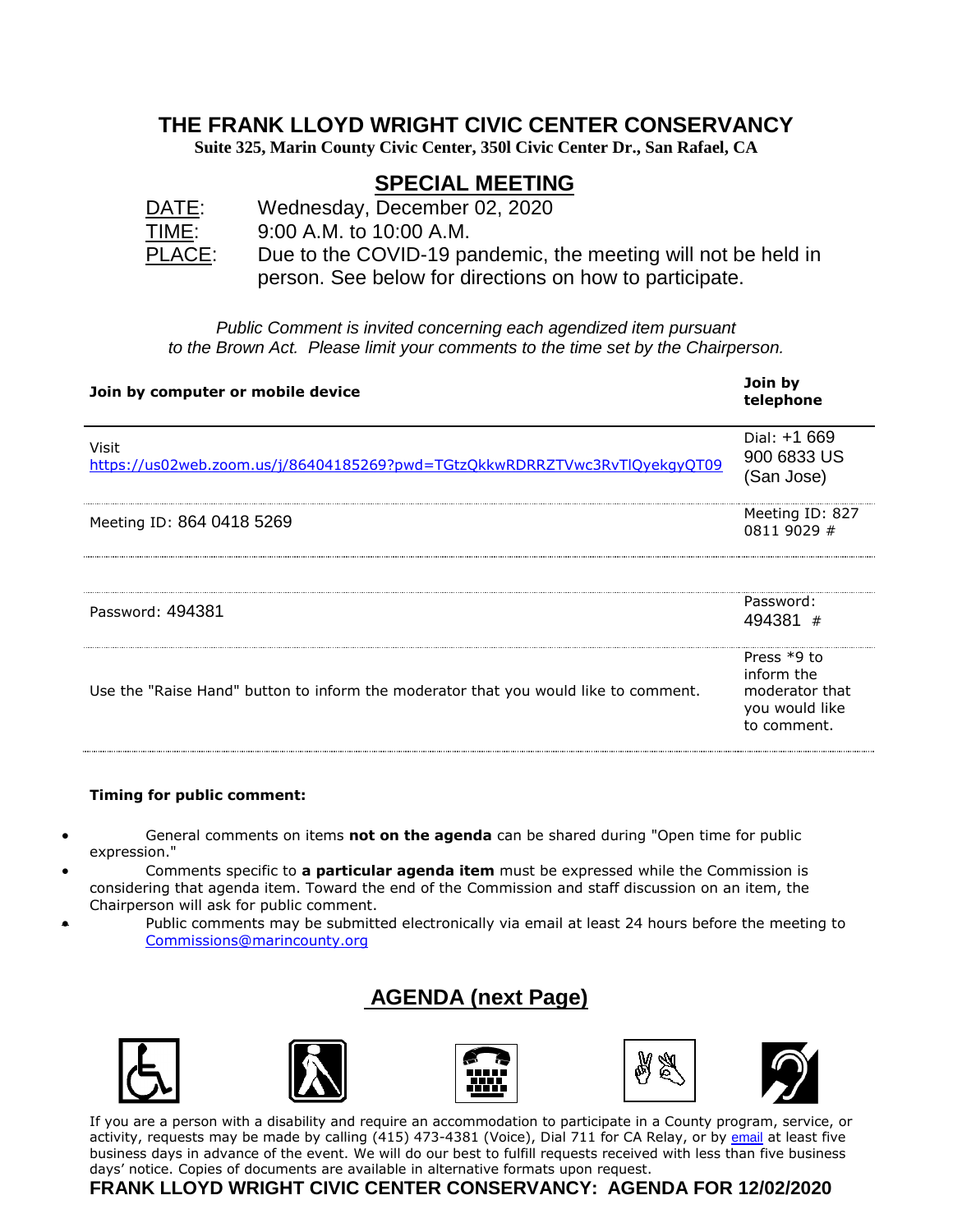# THE FRANK LLOYD WRIGHT CIVIC CENTER CONSERVANCY

**Suite 325, Marin County Civic Center, 350l Civic Center Dr., San Rafael, CA**

## SPECIAL MEETING

DATE: Wednesday, December 02, 2020
TIME: 9:00 A.M. to 10:00 A.M.
PLACE: Due to the COVID-19 pandemic, the meeting will not be held in person. See below for directions on how to participate.

*Public Comment is invited concerning each agendized item pursuant to the Brown Act. Please limit your comments to the time set by the Chairperson.*

| Join by computer or mobile device | Join by telephone |
|---|---|
| Visit https://us02web.zoom.us/j/86404185269?pwd=TGtzQkkwRDRRZTVwc3RvTlQyekgyQT09 | Dial: +1 669 900 6833 US (San Jose) |
| Meeting ID: 864 0418 5269 | Meeting ID: 827 0811 9029 # |
| Password: 494381 | Password: 494381 # |
| Use the "Raise Hand" button to inform the moderator that you would like to comment. | Press *9 to inform the moderator that you would like to comment. |

**Timing for public comment:**

- General comments on items **not on the agenda** can be shared during "Open time for public expression."
- Comments specific to **a particular agenda item** must be expressed while the Commission is considering that agenda item. Toward the end of the Commission and staff discussion on an item, the Chairperson will ask for public comment.
- Public comments may be submitted electronically via email at least 24 hours before the meeting to Commissions@marincounty.org

## AGENDA (next Page)

If you are a person with a disability and require an accommodation to participate in a County program, service, or activity, requests may be made by calling (415) 473-4381 (Voice), Dial 711 for CA Relay, or by email at least five business days in advance of the event. We will do our best to fulfill requests received with less than five business days' notice. Copies of documents are available in alternative formats upon request.

**FRANK LLOYD WRIGHT CIVIC CENTER CONSERVANCY: AGENDA FOR 12/02/2020**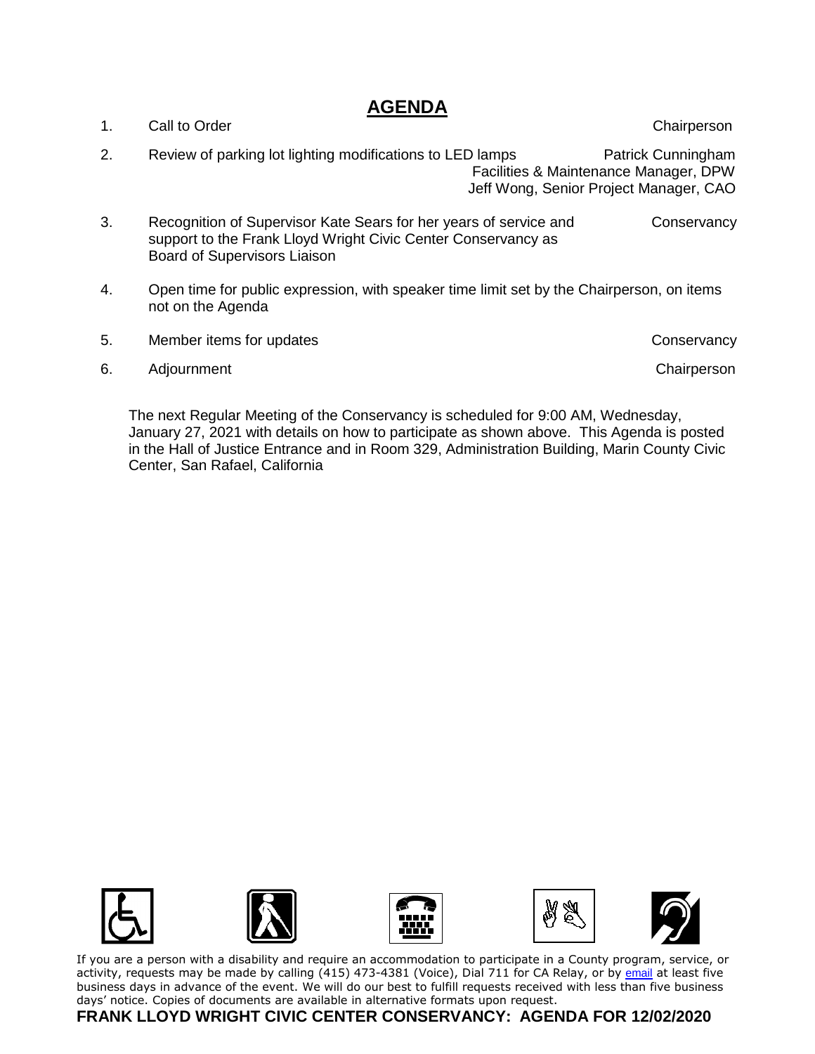## AGENDA

| | | |
|---|---|---|
| 1. | Call to Order | Chairperson |
| 2. | Review of parking lot lighting modifications to LED lamps | Patrick Cunningham<br>Facilities & Maintenance Manager, DPW<br>Jeff Wong, Senior Project Manager, CAO |
| 3. | Recognition of Supervisor Kate Sears for her years of service and support to the Frank Lloyd Wright Civic Center Conservancy as Board of Supervisors Liaison | Conservancy |
| 4. | Open time for public expression, with speaker time limit set by the Chairperson, on items not on the Agenda | |
| 5. | Member items for updates | Conservancy |
| 6. | Adjournment | Chairperson |

The next Regular Meeting of the Conservancy is scheduled for 9:00 AM, Wednesday, January 27, 2021 with details on how to participate as shown above. This Agenda is posted in the Hall of Justice Entrance and in Room 329, Administration Building, Marin County Civic Center, San Rafael, California

If you are a person with a disability and require an accommodation to participate in a County program, service, or activity, requests may be made by calling (415) 473-4381 (Voice), Dial 711 for CA Relay, or by email at least five business days in advance of the event. We will do our best to fulfill requests received with less than five business days' notice. Copies of documents are available in alternative formats upon request.

**FRANK LLOYD WRIGHT CIVIC CENTER CONSERVANCY: AGENDA FOR 12/02/2020**